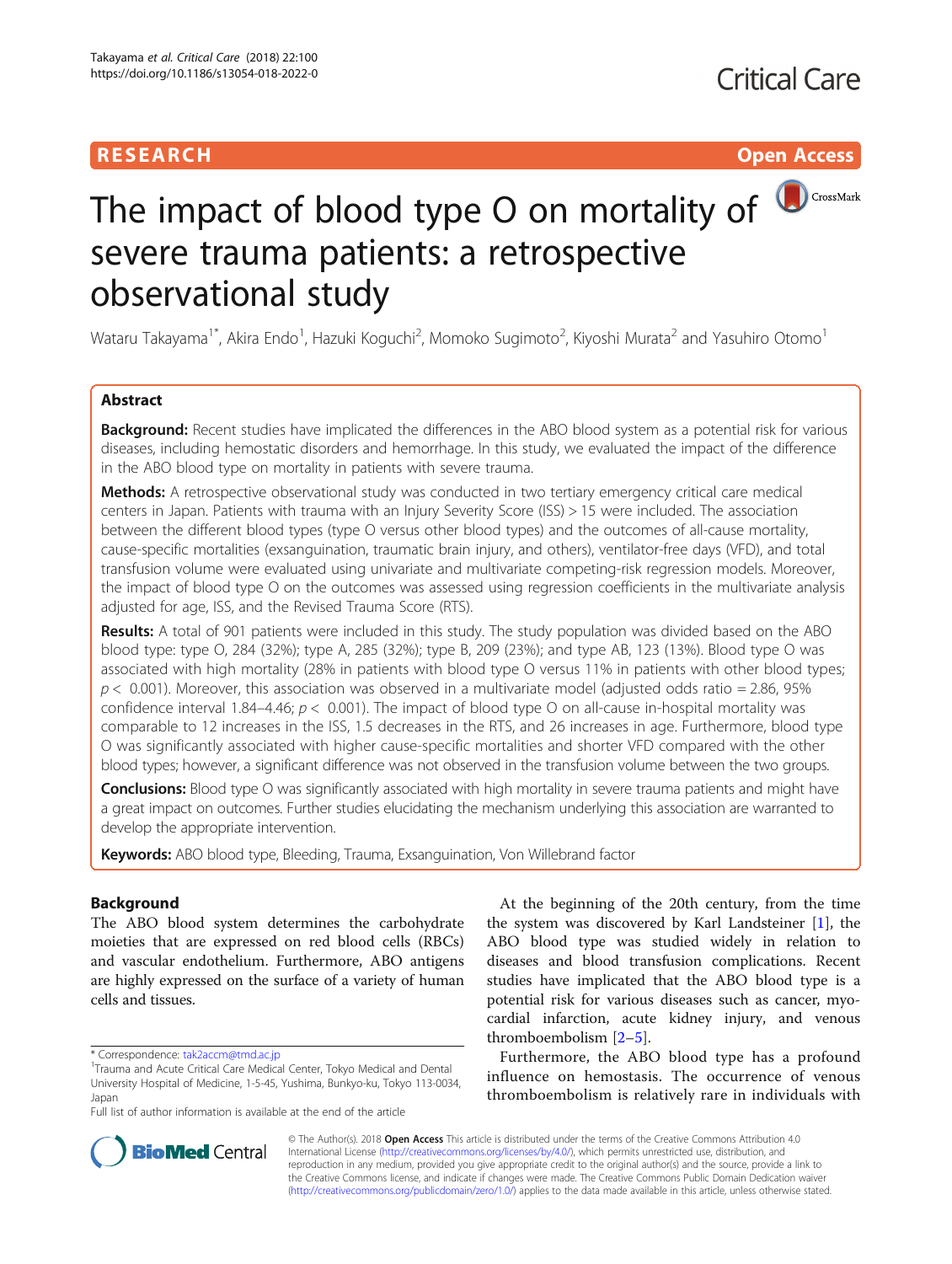RESEARCH Open Access

# The impact of blood type O on mortality of severe trauma patients: a retrospective observational study

Wataru Takayama[1*], Akira Endo[1], Hazuki Koguchi[2], Momoko Sugimoto[2], Kiyoshi Murata[2] and Yasuhiro Otomo[1]

## Abstract

**Background:** Recent studies have implicated the differences in the ABO blood system as a potential risk for various diseases, including hemostatic disorders and hemorrhage. In this study, we evaluated the impact of the difference in the ABO blood type on mortality in patients with severe trauma.

**Methods:** A retrospective observational study was conducted in two tertiary emergency critical care medical centers in Japan. Patients with trauma with an Injury Severity Score (ISS) > 15 were included. The association between the different blood types (type O versus other blood types) and the outcomes of all-cause mortality, cause-specific mortalities (exsanguination, traumatic brain injury, and others), ventilator-free days (VFD), and total transfusion volume were evaluated using univariate and multivariate competing-risk regression models. Moreover, the impact of blood type O on the outcomes was assessed using regression coefficients in the multivariate analysis adjusted for age, ISS, and the Revised Trauma Score (RTS).

**Results:** A total of 901 patients were included in this study. The study population was divided based on the ABO blood type: type O, 284 (32%); type A, 285 (32%); type B, 209 (23%); and type AB, 123 (13%). Blood type O was associated with high mortality (28% in patients with blood type O versus 11% in patients with other blood types; $p < 0.001$). Moreover, this association was observed in a multivariate model (adjusted odds ratio = 2.86, 95% confidence interval 1.84–4.46; $p < 0.001$). The impact of blood type O on all-cause in-hospital mortality was comparable to 12 increases in the ISS, 1.5 decreases in the RTS, and 26 increases in age. Furthermore, blood type O was significantly associated with higher cause-specific mortalities and shorter VFD compared with the other blood types; however, a significant difference was not observed in the transfusion volume between the two groups.

**Conclusions:** Blood type O was significantly associated with high mortality in severe trauma patients and might have a great impact on outcomes. Further studies elucidating the mechanism underlying this association are warranted to develop the appropriate intervention.

**Keywords:** ABO blood type, Bleeding, Trauma, Exsanguination, Von Willebrand factor

## Background

The ABO blood system determines the carbohydrate moieties that are expressed on red blood cells (RBCs) and vascular endothelium. Furthermore, ABO antigens are highly expressed on the surface of a variety of human cells and tissues.

At the beginning of the 20th century, from the time the system was discovered by Karl Landsteiner [1], the ABO blood type was studied widely in relation to diseases and blood transfusion complications. Recent studies have implicated that the ABO blood type is a potential risk for various diseases such as cancer, myocardial infarction, acute kidney injury, and venous thromboembolism [2–5].

Furthermore, the ABO blood type has a profound influence on hemostasis. The occurrence of venous thromboembolism is relatively rare in individuals with

* Correspondence: tak2accm@tmd.ac.jp
[1]Trauma and Acute Critical Care Medical Center, Tokyo Medical and Dental University Hospital of Medicine, 1-5-45, Yushima, Bunkyo-ku, Tokyo 113-0034, Japan
Full list of author information is available at the end of the article

© The Author(s). 2018 **Open Access** This article is distributed under the terms of the Creative Commons Attribution 4.0 International License (http://creativecommons.org/licenses/by/4.0/), which permits unrestricted use, distribution, and reproduction in any medium, provided you give appropriate credit to the original author(s) and the source, provide a link to the Creative Commons license, and indicate if changes were made. The Creative Commons Public Domain Dedication waiver (http://creativecommons.org/publicdomain/zero/1.0/) applies to the data made available in this article, unless otherwise stated.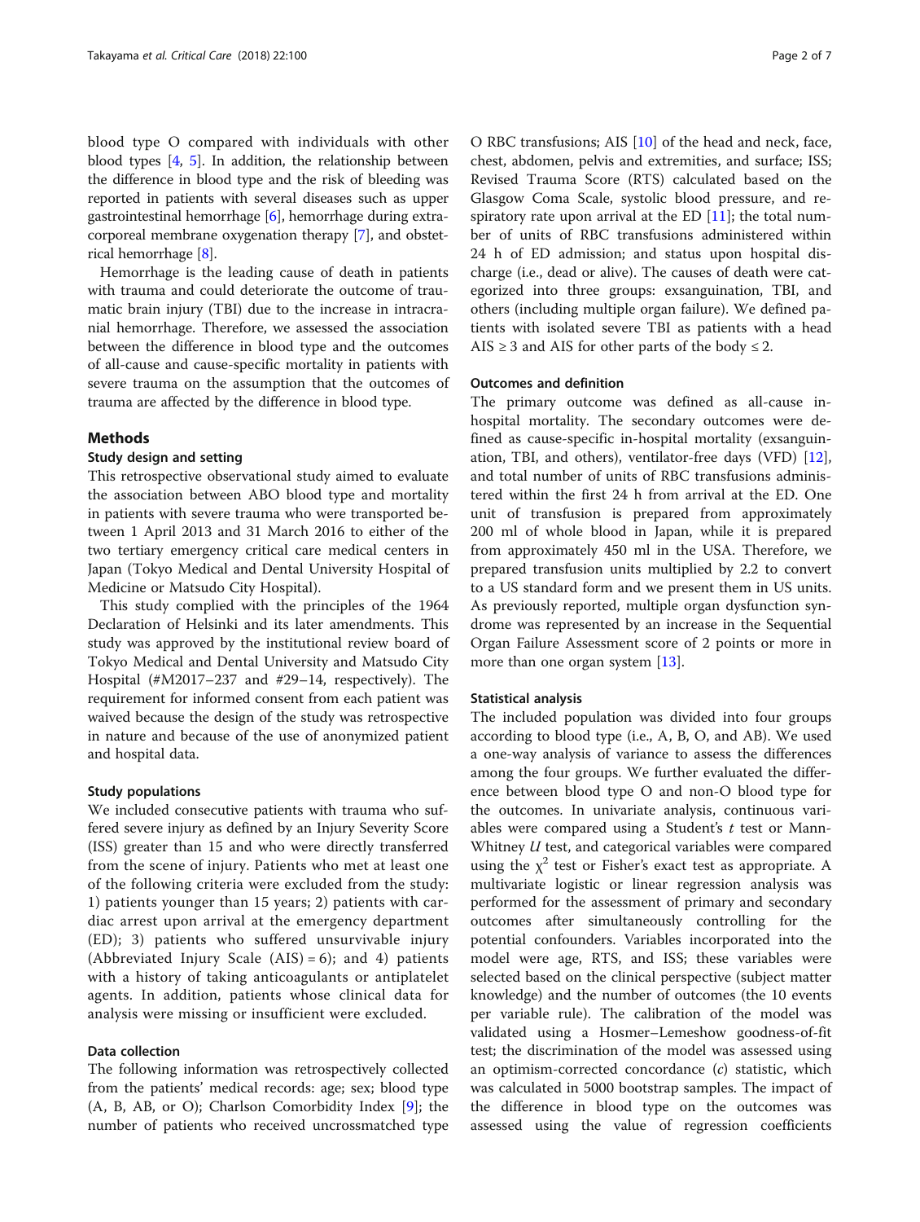blood type O compared with individuals with other blood types [4, 5]. In addition, the relationship between the difference in blood type and the risk of bleeding was reported in patients with several diseases such as upper gastrointestinal hemorrhage [6], hemorrhage during extracorporeal membrane oxygenation therapy [7], and obstetrical hemorrhage [8].

Hemorrhage is the leading cause of death in patients with trauma and could deteriorate the outcome of traumatic brain injury (TBI) due to the increase in intracranial hemorrhage. Therefore, we assessed the association between the difference in blood type and the outcomes of all-cause and cause-specific mortality in patients with severe trauma on the assumption that the outcomes of trauma are affected by the difference in blood type.

## Methods

### Study design and setting

This retrospective observational study aimed to evaluate the association between ABO blood type and mortality in patients with severe trauma who were transported between 1 April 2013 and 31 March 2016 to either of the two tertiary emergency critical care medical centers in Japan (Tokyo Medical and Dental University Hospital of Medicine or Matsudo City Hospital).

This study complied with the principles of the 1964 Declaration of Helsinki and its later amendments. This study was approved by the institutional review board of Tokyo Medical and Dental University and Matsudo City Hospital (#M2017–237 and #29–14, respectively). The requirement for informed consent from each patient was waived because the design of the study was retrospective in nature and because of the use of anonymized patient and hospital data.

### Study populations

We included consecutive patients with trauma who suffered severe injury as defined by an Injury Severity Score (ISS) greater than 15 and who were directly transferred from the scene of injury. Patients who met at least one of the following criteria were excluded from the study: 1) patients younger than 15 years; 2) patients with cardiac arrest upon arrival at the emergency department (ED); 3) patients who suffered unsurvivable injury (Abbreviated Injury Scale (AIS) = 6); and 4) patients with a history of taking anticoagulants or antiplatelet agents. In addition, patients whose clinical data for analysis were missing or insufficient were excluded.

### Data collection

The following information was retrospectively collected from the patients' medical records: age; sex; blood type (A, B, AB, or O); Charlson Comorbidity Index [9]; the number of patients who received uncrossmatched type O RBC transfusions; AIS [10] of the head and neck, face, chest, abdomen, pelvis and extremities, and surface; ISS; Revised Trauma Score (RTS) calculated based on the Glasgow Coma Scale, systolic blood pressure, and respiratory rate upon arrival at the ED [11]; the total number of units of RBC transfusions administered within 24 h of ED admission; and status upon hospital discharge (i.e., dead or alive). The causes of death were categorized into three groups: exsanguination, TBI, and others (including multiple organ failure). We defined patients with isolated severe TBI as patients with a head AIS ≥ 3 and AIS for other parts of the body ≤ 2.

### Outcomes and definition

The primary outcome was defined as all-cause in-hospital mortality. The secondary outcomes were defined as cause-specific in-hospital mortality (exsanguination, TBI, and others), ventilator-free days (VFD) [12], and total number of units of RBC transfusions administered within the first 24 h from arrival at the ED. One unit of transfusion is prepared from approximately 200 ml of whole blood in Japan, while it is prepared from approximately 450 ml in the USA. Therefore, we prepared transfusion units multiplied by 2.2 to convert to a US standard form and we present them in US units. As previously reported, multiple organ dysfunction syndrome was represented by an increase in the Sequential Organ Failure Assessment score of 2 points or more in more than one organ system [13].

### Statistical analysis

The included population was divided into four groups according to blood type (i.e., A, B, O, and AB). We used a one-way analysis of variance to assess the differences among the four groups. We further evaluated the difference between blood type O and non-O blood type for the outcomes. In univariate analysis, continuous variables were compared using a Student's *t* test or Mann-Whitney *U* test, and categorical variables were compared using the $\chi^2$ test or Fisher's exact test as appropriate. A multivariate logistic or linear regression analysis was performed for the assessment of primary and secondary outcomes after simultaneously controlling for the potential confounders. Variables incorporated into the model were age, RTS, and ISS; these variables were selected based on the clinical perspective (subject matter knowledge) and the number of outcomes (the 10 events per variable rule). The calibration of the model was validated using a Hosmer–Lemeshow goodness-of-fit test; the discrimination of the model was assessed using an optimism-corrected concordance (*c*) statistic, which was calculated in 5000 bootstrap samples. The impact of the difference in blood type on the outcomes was assessed using the value of regression coefficients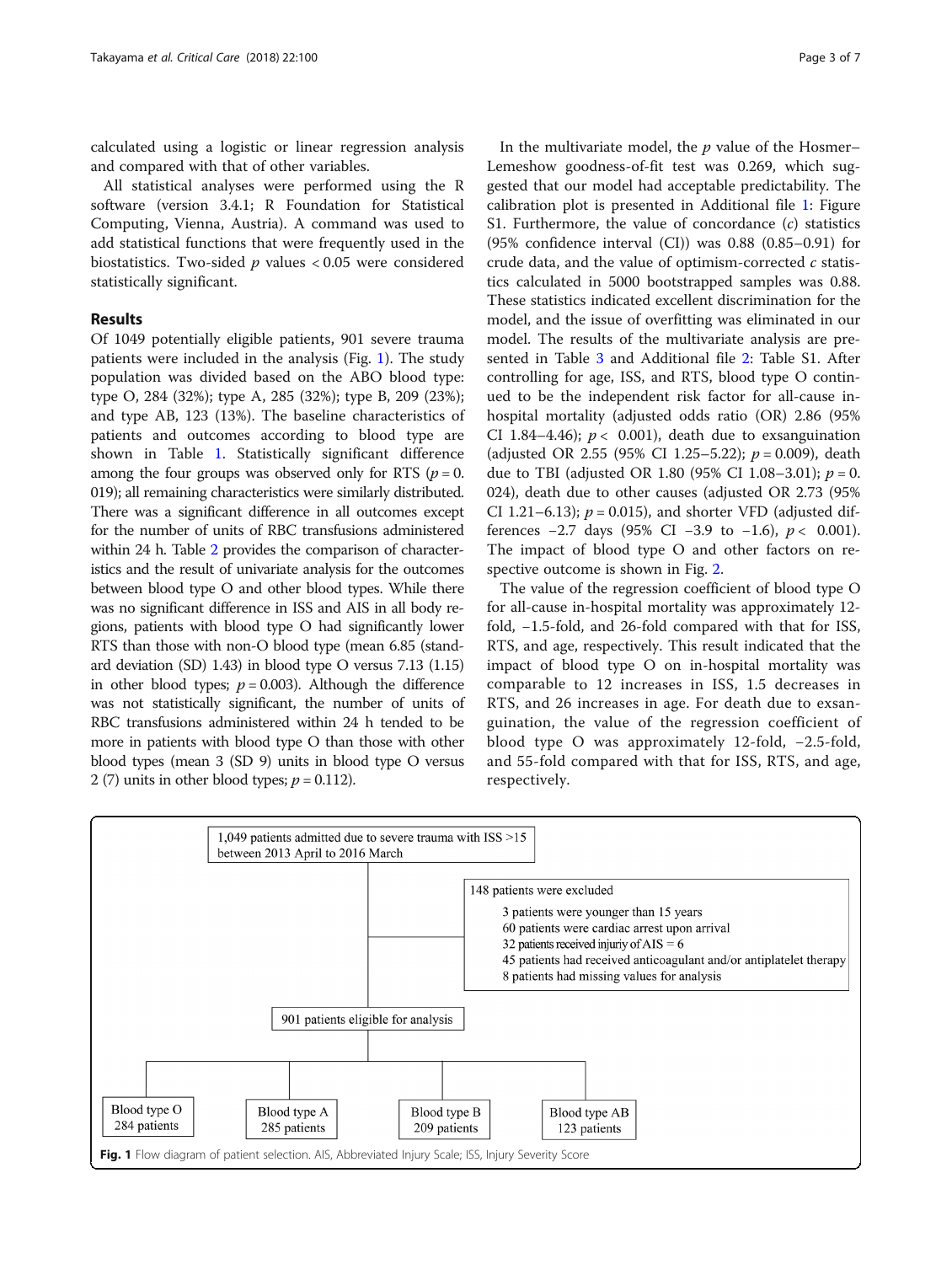calculated using a logistic or linear regression analysis and compared with that of other variables.

All statistical analyses were performed using the R software (version 3.4.1; R Foundation for Statistical Computing, Vienna, Austria). A command was used to add statistical functions that were frequently used in the biostatistics. Two-sided $p$ values < 0.05 were considered statistically significant.

## Results

Of 1049 potentially eligible patients, 901 severe trauma patients were included in the analysis (Fig. 1). The study population was divided based on the ABO blood type: type O, 284 (32%); type A, 285 (32%); type B, 209 (23%); and type AB, 123 (13%). The baseline characteristics of patients and outcomes according to blood type are shown in Table 1. Statistically significant difference among the four groups was observed only for RTS ($p = 0.019$); all remaining characteristics were similarly distributed. There was a significant difference in all outcomes except for the number of units of RBC transfusions administered within 24 h. Table 2 provides the comparison of characteristics and the result of univariate analysis for the outcomes between blood type O and other blood types. While there was no significant difference in ISS and AIS in all body regions, patients with blood type O had significantly lower RTS than those with non-O blood type (mean 6.85 (standard deviation (SD) 1.43) in blood type O versus 7.13 (1.15) in other blood types; $p = 0.003$). Although the difference was not statistically significant, the number of units of RBC transfusions administered within 24 h tended to be more in patients with blood type O than those with other blood types (mean 3 (SD 9) units in blood type O versus 2 (7) units in other blood types; $p = 0.112$).

In the multivariate model, the $p$ value of the Hosmer–Lemeshow goodness-of-fit test was 0.269, which suggested that our model had acceptable predictability. The calibration plot is presented in Additional file 1: Figure S1. Furthermore, the value of concordance ($c$) statistics (95% confidence interval (CI)) was 0.88 (0.85–0.91) for crude data, and the value of optimism-corrected $c$ statistics calculated in 5000 bootstrapped samples was 0.88. These statistics indicated excellent discrimination for the model, and the issue of overfitting was eliminated in our model. The results of the multivariate analysis are presented in Table 3 and Additional file 2: Table S1. After controlling for age, ISS, and RTS, blood type O continued to be the independent risk factor for all-cause in-hospital mortality (adjusted odds ratio (OR) 2.86 (95% CI 1.84–4.46); $p < 0.001$), death due to exsanguination (adjusted OR 2.55 (95% CI 1.25–5.22); $p = 0.009$), death due to TBI (adjusted OR 1.80 (95% CI 1.08–3.01); $p = 0.024$), death due to other causes (adjusted OR 2.73 (95% CI 1.21–6.13); $p = 0.015$), and shorter VFD (adjusted differences −2.7 days (95% CI −3.9 to −1.6), $p < 0.001$). The impact of blood type O and other factors on respective outcome is shown in Fig. 2.

The value of the regression coefficient of blood type O for all-cause in-hospital mortality was approximately 12-fold, −1.5-fold, and 26-fold compared with that for ISS, RTS, and age, respectively. This result indicated that the impact of blood type O on in-hospital mortality was comparable to 12 increases in ISS, 1.5 decreases in RTS, and 26 increases in age. For death due to exsanguination, the value of the regression coefficient of blood type O was approximately 12-fold, −2.5-fold, and 55-fold compared with that for ISS, RTS, and age, respectively.

1,049 patients admitted due to severe trauma with ISS >15 between 2013 April to 2016 March

148 patients were excluded
- 3 patients were younger than 15 years
- 60 patients were cardiac arrest upon arrival
- 32 patients received injuriy of AIS = 6
- 45 patients had received anticoagulant and/or antiplatelet therapy
- 8 patients had missing values for analysis

901 patients eligible for analysis

Blood type O 284 patients | Blood type A 285 patients | Blood type B 209 patients | Blood type AB 123 patients

**Fig. 1** Flow diagram of patient selection. AIS, Abbreviated Injury Scale; ISS, Injury Severity Score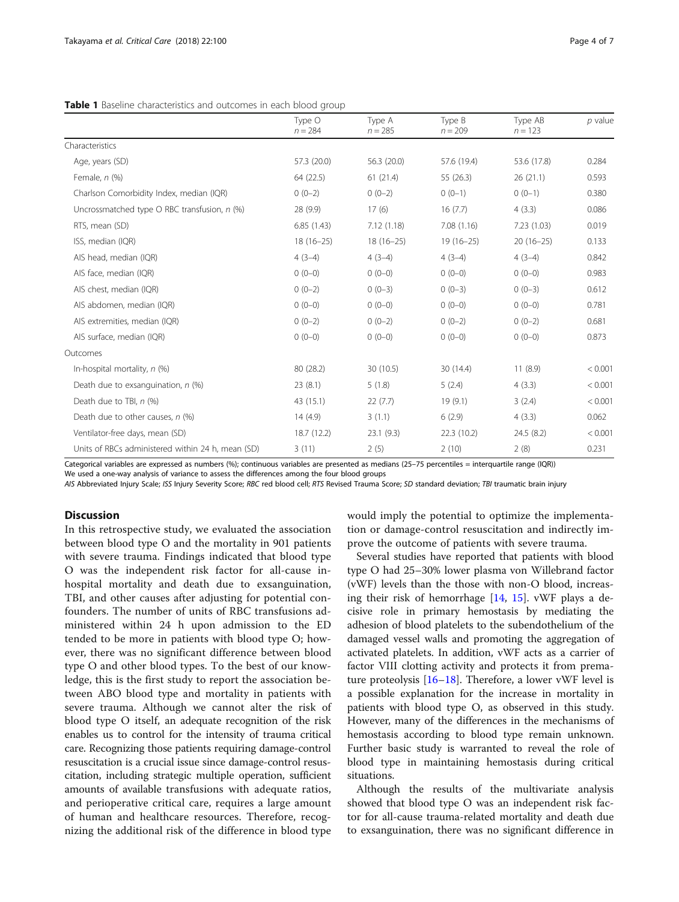**Table 1** Baseline characteristics and outcomes in each blood group

| | Type O $n = 284$ | Type A $n = 285$ | Type B $n = 209$ | Type AB $n = 123$ | $p$ value |
|---|---|---|---|---|---|
| Characteristics | | | | | |
| Age, years (SD) | 57.3 (20.0) | 56.3 (20.0) | 57.6 (19.4) | 53.6 (17.8) | 0.284 |
| Female, $n$ (%) | 64 (22.5) | 61 (21.4) | 55 (26.3) | 26 (21.1) | 0.593 |
| Charlson Comorbidity Index, median (IQR) | 0 (0–2) | 0 (0–2) | 0 (0–1) | 0 (0–1) | 0.380 |
| Uncrossmatched type O RBC transfusion, $n$ (%) | 28 (9.9) | 17 (6) | 16 (7.7) | 4 (3.3) | 0.086 |
| RTS, mean (SD) | 6.85 (1.43) | 7.12 (1.18) | 7.08 (1.16) | 7.23 (1.03) | 0.019 |
| ISS, median (IQR) | 18 (16–25) | 18 (16–25) | 19 (16–25) | 20 (16–25) | 0.133 |
| AIS head, median (IQR) | 4 (3–4) | 4 (3–4) | 4 (3–4) | 4 (3–4) | 0.842 |
| AIS face, median (IQR) | 0 (0–0) | 0 (0–0) | 0 (0–0) | 0 (0–0) | 0.983 |
| AIS chest, median (IQR) | 0 (0–2) | 0 (0–3) | 0 (0–3) | 0 (0–3) | 0.612 |
| AIS abdomen, median (IQR) | 0 (0–0) | 0 (0–0) | 0 (0–0) | 0 (0–0) | 0.781 |
| AIS extremities, median (IQR) | 0 (0–2) | 0 (0–2) | 0 (0–2) | 0 (0–2) | 0.681 |
| AIS surface, median (IQR) | 0 (0–0) | 0 (0–0) | 0 (0–0) | 0 (0–0) | 0.873 |
| Outcomes | | | | | |
| In-hospital mortality, $n$ (%) | 80 (28.2) | 30 (10.5) | 30 (14.4) | 11 (8.9) | < 0.001 |
| Death due to exsanguination, $n$ (%) | 23 (8.1) | 5 (1.8) | 5 (2.4) | 4 (3.3) | < 0.001 |
| Death due to TBI, $n$ (%) | 43 (15.1) | 22 (7.7) | 19 (9.1) | 3 (2.4) | < 0.001 |
| Death due to other causes, $n$ (%) | 14 (4.9) | 3 (1.1) | 6 (2.9) | 4 (3.3) | 0.062 |
| Ventilator-free days, mean (SD) | 18.7 (12.2) | 23.1 (9.3) | 22.3 (10.2) | 24.5 (8.2) | < 0.001 |
| Units of RBCs administered within 24 h, mean (SD) | 3 (11) | 2 (5) | 2 (10) | 2 (8) | 0.231 |

Categorical variables are expressed as numbers (%); continuous variables are presented as medians (25–75 percentiles = interquartile range (IQR))
We used a one-way analysis of variance to assess the differences among the four blood groups
*AIS* Abbreviated Injury Scale; *ISS* Injury Severity Score; *RBC* red blood cell; *RTS* Revised Trauma Score; *SD* standard deviation; *TBI* traumatic brain injury

## Discussion

In this retrospective study, we evaluated the association between blood type O and the mortality in 901 patients with severe trauma. Findings indicated that blood type O was the independent risk factor for all-cause in-hospital mortality and death due to exsanguination, TBI, and other causes after adjusting for potential confounders. The number of units of RBC transfusions administered within 24 h upon admission to the ED tended to be more in patients with blood type O; however, there was no significant difference between blood type O and other blood types. To the best of our knowledge, this is the first study to report the association between ABO blood type and mortality in patients with severe trauma. Although we cannot alter the risk of blood type O itself, an adequate recognition of the risk enables us to control for the intensity of trauma critical care. Recognizing those patients requiring damage-control resuscitation is a crucial issue since damage-control resuscitation, including strategic multiple operation, sufficient amounts of available transfusions with adequate ratios, and perioperative critical care, requires a large amount of human and healthcare resources. Therefore, recognizing the additional risk of the difference in blood type would imply the potential to optimize the implementation or damage-control resuscitation and indirectly improve the outcome of patients with severe trauma.

Several studies have reported that patients with blood type O had 25–30% lower plasma von Willebrand factor (vWF) levels than the those with non-O blood, increasing their risk of hemorrhage [14, 15]. vWF plays a decisive role in primary hemostasis by mediating the adhesion of blood platelets to the subendothelium of the damaged vessel walls and promoting the aggregation of activated platelets. In addition, vWF acts as a carrier of factor VIII clotting activity and protects it from premature proteolysis [16–18]. Therefore, a lower vWF level is a possible explanation for the increase in mortality in patients with blood type O, as observed in this study. However, many of the differences in the mechanisms of hemostasis according to blood type remain unknown. Further basic study is warranted to reveal the role of blood type in maintaining hemostasis during critical situations.

Although the results of the multivariate analysis showed that blood type O was an independent risk factor for all-cause trauma-related mortality and death due to exsanguination, there was no significant difference in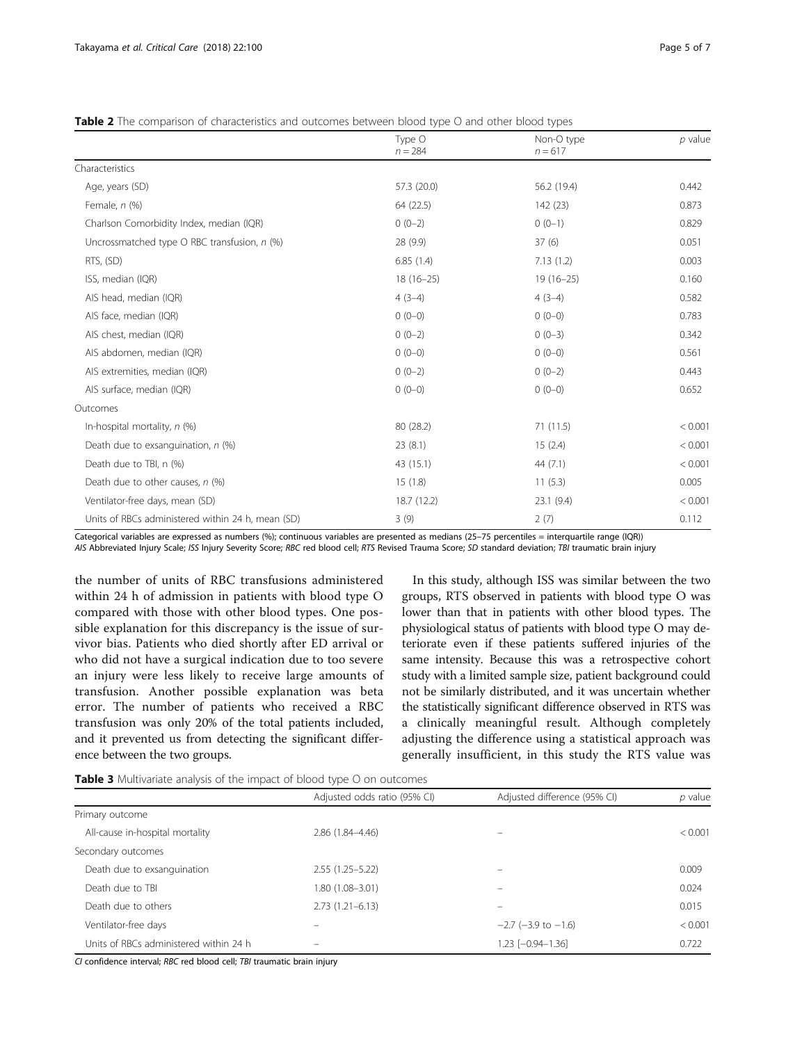**Table 2** The comparison of characteristics and outcomes between blood type O and other blood types

| | Type O $n = 284$ | Non-O type $n = 617$ | *p* value |
|---|---|---|---|
| Characteristics | | | |
| Age, years (SD) | 57.3 (20.0) | 56.2 (19.4) | 0.442 |
| Female, *n* (%) | 64 (22.5) | 142 (23) | 0.873 |
| Charlson Comorbidity Index, median (IQR) | 0 (0–2) | 0 (0–1) | 0.829 |
| Uncrossmatched type O RBC transfusion, *n* (%) | 28 (9.9) | 37 (6) | 0.051 |
| RTS, (SD) | 6.85 (1.4) | 7.13 (1.2) | 0.003 |
| ISS, median (IQR) | 18 (16–25) | 19 (16–25) | 0.160 |
| AIS head, median (IQR) | 4 (3–4) | 4 (3–4) | 0.582 |
| AIS face, median (IQR) | 0 (0–0) | 0 (0–0) | 0.783 |
| AIS chest, median (IQR) | 0 (0–2) | 0 (0–3) | 0.342 |
| AIS abdomen, median (IQR) | 0 (0–0) | 0 (0–0) | 0.561 |
| AIS extremities, median (IQR) | 0 (0–2) | 0 (0–2) | 0.443 |
| AIS surface, median (IQR) | 0 (0–0) | 0 (0–0) | 0.652 |
| Outcomes | | | |
| In-hospital mortality, *n* (%) | 80 (28.2) | 71 (11.5) | < 0.001 |
| Death due to exsanguination, *n* (%) | 23 (8.1) | 15 (2.4) | < 0.001 |
| Death due to TBI, n (%) | 43 (15.1) | 44 (7.1) | < 0.001 |
| Death due to other causes, *n* (%) | 15 (1.8) | 11 (5.3) | 0.005 |
| Ventilator-free days, mean (SD) | 18.7 (12.2) | 23.1 (9.4) | < 0.001 |
| Units of RBCs administered within 24 h, mean (SD) | 3 (9) | 2 (7) | 0.112 |

Categorical variables are expressed as numbers (%); continuous variables are presented as medians (25–75 percentiles = interquartile range (IQR))
*AIS* Abbreviated Injury Scale; *ISS* Injury Severity Score; *RBC* red blood cell; *RTS* Revised Trauma Score; *SD* standard deviation; *TBI* traumatic brain injury

the number of units of RBC transfusions administered within 24 h of admission in patients with blood type O compared with those with other blood types. One possible explanation for this discrepancy is the issue of survivor bias. Patients who died shortly after ED arrival or who did not have a surgical indication due to too severe an injury were less likely to receive large amounts of transfusion. Another possible explanation was beta error. The number of patients who received a RBC transfusion was only 20% of the total patients included, and it prevented us from detecting the significant difference between the two groups.

In this study, although ISS was similar between the two groups, RTS observed in patients with blood type O was lower than that in patients with other blood types. The physiological status of patients with blood type O may deteriorate even if these patients suffered injuries of the same intensity. Because this was a retrospective cohort study with a limited sample size, patient background could not be similarly distributed, and it was uncertain whether the statistically significant difference observed in RTS was a clinically meaningful result. Although completely adjusting the difference using a statistical approach was generally insufficient, in this study the RTS value was

**Table 3** Multivariate analysis of the impact of blood type O on outcomes

| | Adjusted odds ratio (95% CI) | Adjusted difference (95% CI) | *p* value |
|---|---|---|---|
| Primary outcome | | | |
| All-cause in-hospital mortality | 2.86 (1.84–4.46) | – | < 0.001 |
| Secondary outcomes | | | |
| Death due to exsanguination | 2.55 (1.25–5.22) | – | 0.009 |
| Death due to TBI | 1.80 (1.08–3.01) | – | 0.024 |
| Death due to others | 2.73 (1.21–6.13) | – | 0.015 |
| Ventilator-free days | – | −2.7 (−3.9 to −1.6) | < 0.001 |
| Units of RBCs administered within 24 h | – | 1.23 [−0.94–1.36] | 0.722 |

*CI* confidence interval; *RBC* red blood cell; *TBI* traumatic brain injury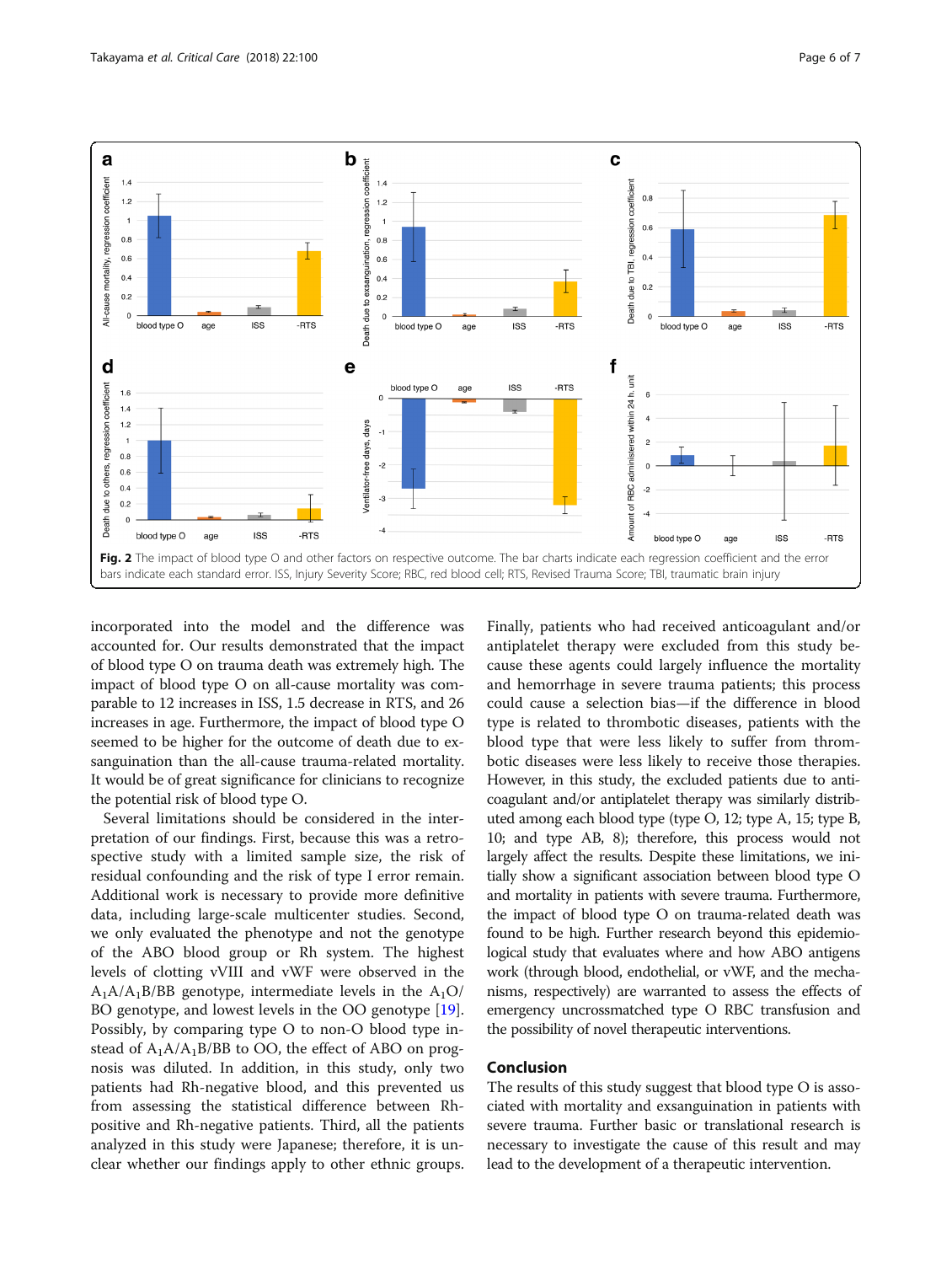**Fig. 2** The impact of blood type O and other factors on respective outcome. The bar charts indicate each regression coefficient and the error bars indicate each standard error. ISS, Injury Severity Score; RBC, red blood cell; RTS, Revised Trauma Score; TBI, traumatic brain injury

incorporated into the model and the difference was accounted for. Our results demonstrated that the impact of blood type O on trauma death was extremely high. The impact of blood type O on all-cause mortality was comparable to 12 increases in ISS, 1.5 decrease in RTS, and 26 increases in age. Furthermore, the impact of blood type O seemed to be higher for the outcome of death due to exsanguination than the all-cause trauma-related mortality. It would be of great significance for clinicians to recognize the potential risk of blood type O.

Several limitations should be considered in the interpretation of our findings. First, because this was a retrospective study with a limited sample size, the risk of residual confounding and the risk of type I error remain. Additional work is necessary to provide more definitive data, including large-scale multicenter studies. Second, we only evaluated the phenotype and not the genotype of the ABO blood group or Rh system. The highest levels of clotting vVIII and vWF were observed in the $A_1A/A_1B/BB$ genotype, intermediate levels in the $A_1O/BO$ genotype, and lowest levels in the OO genotype [19]. Possibly, by comparing type O to non-O blood type instead of $A_1A/A_1B/BB$ to OO, the effect of ABO on prognosis was diluted. In addition, in this study, only two patients had Rh-negative blood, and this prevented us from assessing the statistical difference between Rh-positive and Rh-negative patients. Third, all the patients analyzed in this study were Japanese; therefore, it is unclear whether our findings apply to other ethnic groups. Finally, patients who had received anticoagulant and/or antiplatelet therapy were excluded from this study because these agents could largely influence the mortality and hemorrhage in severe trauma patients; this process could cause a selection bias—if the difference in blood type is related to thrombotic diseases, patients with the blood type that were less likely to suffer from thrombotic diseases were less likely to receive those therapies. However, in this study, the excluded patients due to anticoagulant and/or antiplatelet therapy was similarly distributed among each blood type (type O, 12; type A, 15; type B, 10; and type AB, 8); therefore, this process would not largely affect the results. Despite these limitations, we initially show a significant association between blood type O and mortality in patients with severe trauma. Furthermore, the impact of blood type O on trauma-related death was found to be high. Further research beyond this epidemiological study that evaluates where and how ABO antigens work (through blood, endothelial, or vWF, and the mechanisms, respectively) are warranted to assess the effects of emergency uncrossmatched type O RBC transfusion and the possibility of novel therapeutic interventions.

## Conclusion

The results of this study suggest that blood type O is associated with mortality and exsanguination in patients with severe trauma. Further basic or translational research is necessary to investigate the cause of this result and may lead to the development of a therapeutic intervention.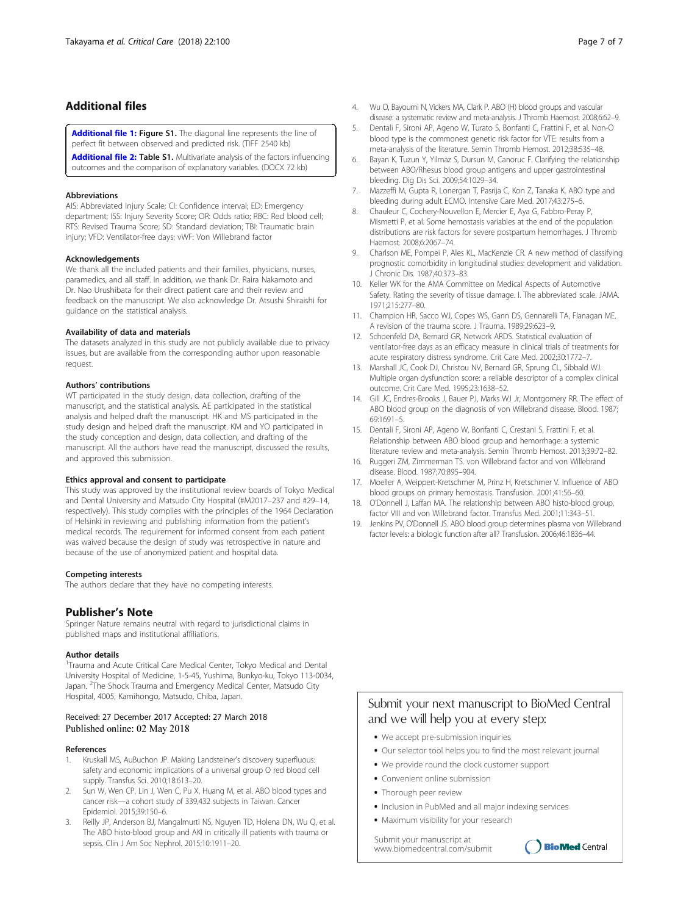## Additional files

**Additional file 1: Figure S1.** The diagonal line represents the line of perfect fit between observed and predicted risk. (TIFF 2540 kb)

**Additional file 2: Table S1.** Multivariate analysis of the factors influencing outcomes and the comparison of explanatory variables. (DOCX 72 kb)

### Abbreviations

AIS: Abbreviated Injury Scale; CI: Confidence interval; ED: Emergency department; ISS: Injury Severity Score; OR: Odds ratio; RBC: Red blood cell; RTS: Revised Trauma Score; SD: Standard deviation; TBI: Traumatic brain injury; VFD: Ventilator-free days; vWF: Von Willebrand factor

### Acknowledgements

We thank all the included patients and their families, physicians, nurses, paramedics, and all staff. In addition, we thank Dr. Raira Nakamoto and Dr. Nao Urushibata for their direct patient care and their review and feedback on the manuscript. We also acknowledge Dr. Atsushi Shiraishi for guidance on the statistical analysis.

### Availability of data and materials

The datasets analyzed in this study are not publicly available due to privacy issues, but are available from the corresponding author upon reasonable request.

### Authors' contributions

WT participated in the study design, data collection, drafting of the manuscript, and the statistical analysis. AE participated in the statistical analysis and helped draft the manuscript. HK and MS participated in the study design and helped draft the manuscript. KM and YO participated in the study conception and design, data collection, and drafting of the manuscript. All the authors have read the manuscript, discussed the results, and approved this submission.

### Ethics approval and consent to participate

This study was approved by the institutional review boards of Tokyo Medical and Dental University and Matsudo City Hospital (#M2017–237 and #29–14, respectively). This study complies with the principles of the 1964 Declaration of Helsinki in reviewing and publishing information from the patient's medical records. The requirement for informed consent from each patient was waived because the design of study was retrospective in nature and because of the use of anonymized patient and hospital data.

### Competing interests

The authors declare that they have no competing interests.

## Publisher's Note

Springer Nature remains neutral with regard to jurisdictional claims in published maps and institutional affiliations.

### Author details

[1]Trauma and Acute Critical Care Medical Center, Tokyo Medical and Dental University Hospital of Medicine, 1-5-45, Yushima, Bunkyo-ku, Tokyo 113-0034, Japan. [2]The Shock Trauma and Emergency Medical Center, Matsudo City Hospital, 4005, Kamihongo, Matsudo, Chiba, Japan.

Received: 27 December 2017 Accepted: 27 March 2018
Published online: 02 May 2018

### References

1. Kruskall MS, AuBuchon JP. Making Landsteiner's discovery superfluous: safety and economic implications of a universal group O red blood cell supply. Transfus Sci. 2010;18:613–20.
2. Sun W, Wen CP, Lin J, Wen C, Pu X, Huang M, et al. ABO blood types and cancer risk—a cohort study of 339,432 subjects in Taiwan. Cancer Epidemiol. 2015;39:150–6.
3. Reilly JP, Anderson BJ, Mangalmurti NS, Nguyen TD, Holena DN, Wu Q, et al. The ABO histo-blood group and AKI in critically ill patients with trauma or sepsis. Clin J Am Soc Nephrol. 2015;10:1911–20.
4. Wu O, Bayoumi N, Vickers MA, Clark P. ABO (H) blood groups and vascular disease: a systematic review and meta-analysis. J Thromb Haemost. 2008;6:62–9.
5. Dentali F, Sironi AP, Ageno W, Turato S, Bonfanti C, Frattini F, et al. Non-O blood type is the commonest genetic risk factor for VTE: results from a meta-analysis of the literature. Semin Thromb Hemost. 2012;38:535–48.
6. Bayan K, Tuzun Y, Yilmaz S, Dursun M, Canoruc F. Clarifying the relationship between ABO/Rhesus blood group antigens and upper gastrointestinal bleeding. Dig Dis Sci. 2009;54:1029–34.
7. Mazzeffi M, Gupta R, Lonergan T, Pasrija C, Kon Z, Tanaka K. ABO type and bleeding during adult ECMO. Intensive Care Med. 2017;43:275–6.
8. Chauleur C, Cochery-Nouvellon E, Mercier E, Aya G, Fabbro-Peray P, Mismetti P, et al. Some hemostasis variables at the end of the population distributions are risk factors for severe postpartum hemorrhages. J Thromb Haemost. 2008;6:2067–74.
9. Charlson ME, Pompei P, Ales KL, MacKenzie CR. A new method of classifying prognostic comorbidity in longitudinal studies: development and validation. J Chronic Dis. 1987;40:373–83.
10. Keller WK for the AMA Committee on Medical Aspects of Automotive Safety. Rating the severity of tissue damage. I. The abbreviated scale. JAMA. 1971;215:277–80.
11. Champion HR, Sacco WJ, Copes WS, Gann DS, Gennarelli TA, Flanagan ME. A revision of the trauma score. J Trauma. 1989;29:623–9.
12. Schoenfeld DA, Bernard GR, Network ARDS. Statistical evaluation of ventilator-free days as an efficacy measure in clinical trials of treatments for acute respiratory distress syndrome. Crit Care Med. 2002;30:1772–7.
13. Marshall JC, Cook DJ, Christou NV, Bernard GR, Sprung CL, Sibbald WJ. Multiple organ dysfunction score: a reliable descriptor of a complex clinical outcome. Crit Care Med. 1995;23:1638–52.
14. Gill JC, Endres-Brooks J, Bauer PJ, Marks WJ Jr, Montgomery RR. The effect of ABO blood group on the diagnosis of von Willebrand disease. Blood. 1987;69:1691–5.
15. Dentali F, Sironi AP, Ageno W, Bonfanti C, Crestani S, Frattini F, et al. Relationship between ABO blood group and hemorrhage: a systemic literature review and meta-analysis. Semin Thromb Hemost. 2013;39:72–82.
16. Ruggeri ZM, Zimmerman TS. von Willebrand factor and von Willebrand disease. Blood. 1987;70:895–904.
17. Moeller A, Weippert-Kretschmer M, Prinz H, Kretschmer V. Influence of ABO blood groups on primary hemostasis. Transfusion. 2001;41:56–60.
18. O'Donnell J, Laffan MA. The relationship between ABO histo-blood group, factor VIII and von Willebrand factor. Trransfus Med. 2001;11:343–51.
19. Jenkins PV, O'Donnell JS. ABO blood group determines plasma von Willebrand factor levels: a biologic function after all? Transfusion. 2006;46:1836–44.

Submit your next manuscript to BioMed Central and we will help you at every step:

- We accept pre-submission inquiries
- Our selector tool helps you to find the most relevant journal
- We provide round the clock customer support
- Convenient online submission
- Thorough peer review
- Inclusion in PubMed and all major indexing services
- Maximum visibility for your research

Submit your manuscript at www.biomedcentral.com/submit

BioMed Central